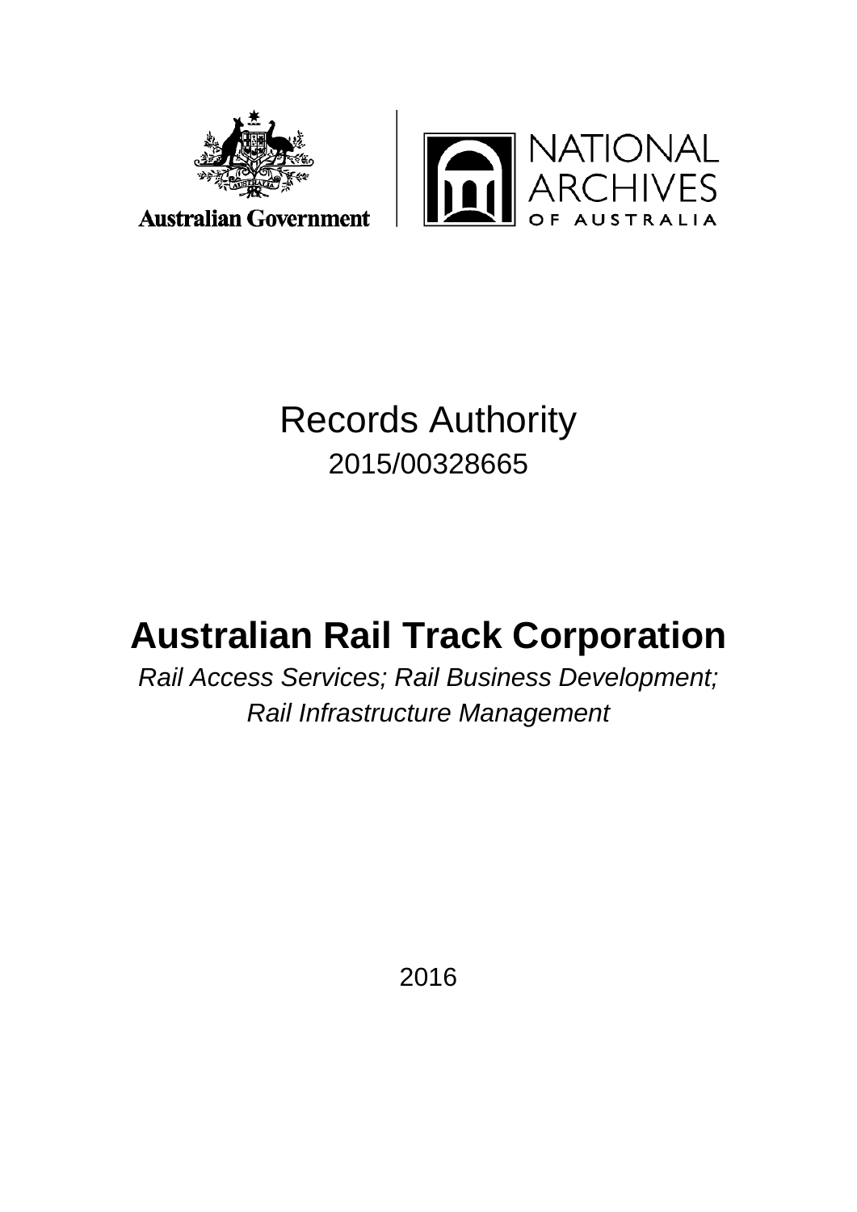Australian Government

NATIONAL ARCHIVES OF AUSTRALIA

# Records Authority

2015/00328665

# Australian Rail Track Corporation

*Rail Access Services; Rail Business Development; Rail Infrastructure Management*

2016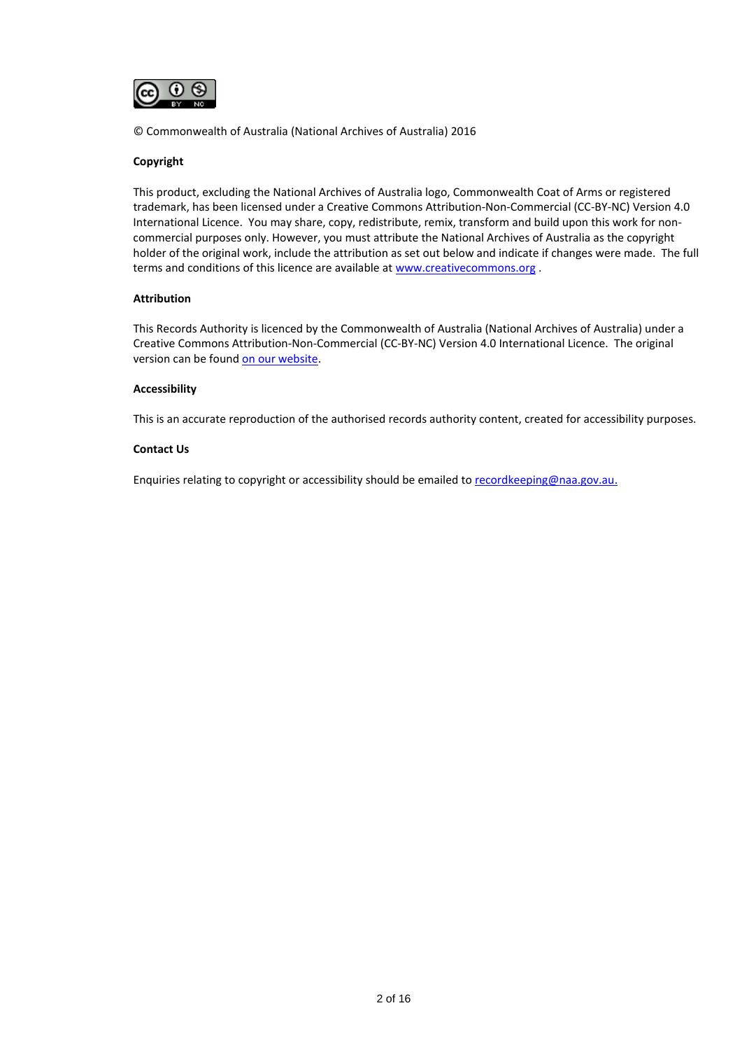© Commonwealth of Australia (National Archives of Australia) 2016

**Copyright**

This product, excluding the National Archives of Australia logo, Commonwealth Coat of Arms or registered trademark, has been licensed under a Creative Commons Attribution-Non-Commercial (CC-BY-NC) Version 4.0 International Licence. You may share, copy, redistribute, remix, transform and build upon this work for non-commercial purposes only. However, you must attribute the National Archives of Australia as the copyright holder of the original work, include the attribution as set out below and indicate if changes were made. The full terms and conditions of this licence are available at [www.creativecommons.org](www.creativecommons.org) .

**Attribution**

This Records Authority is licenced by the Commonwealth of Australia (National Archives of Australia) under a Creative Commons Attribution-Non-Commercial (CC-BY-NC) Version 4.0 International Licence. The original version can be found on our website.

**Accessibility**

This is an accurate reproduction of the authorised records authority content, created for accessibility purposes.

**Contact Us**

Enquiries relating to copyright or accessibility should be emailed to recordkeeping@naa.gov.au.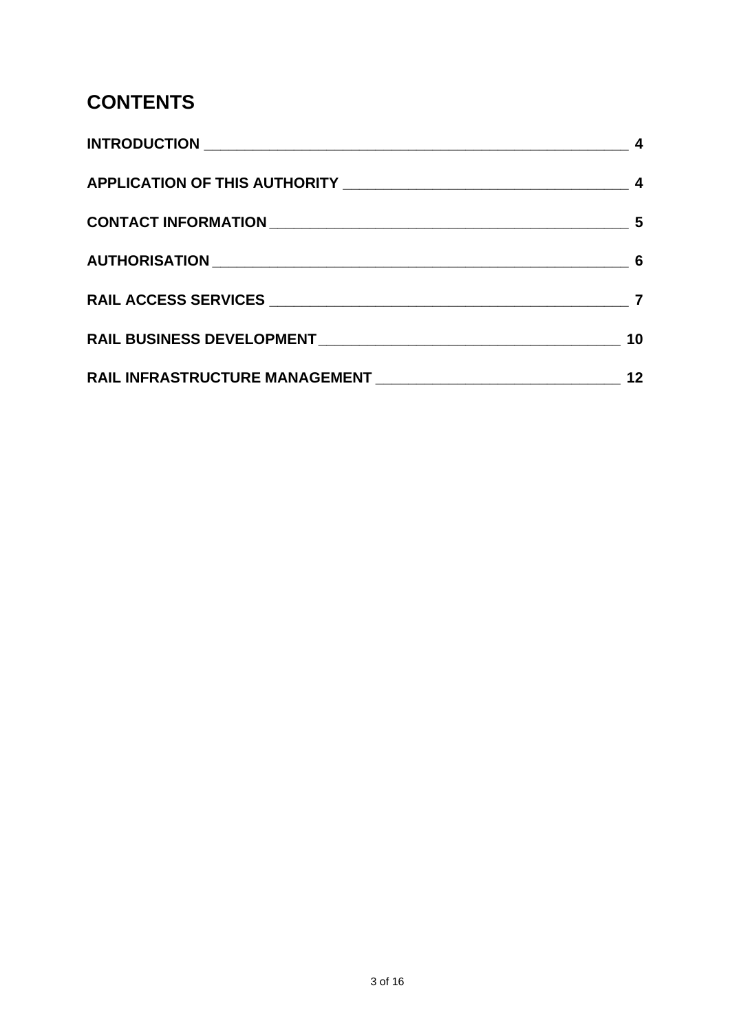# CONTENTS

| | |
|---|---|
| **INTRODUCTION** | **4** |
| **APPLICATION OF THIS AUTHORITY** | **4** |
| **CONTACT INFORMATION** | **5** |
| **AUTHORISATION** | **6** |
| **RAIL ACCESS SERVICES** | **7** |
| **RAIL BUSINESS DEVELOPMENT** | **10** |
| **RAIL INFRASTRUCTURE MANAGEMENT** | **12** |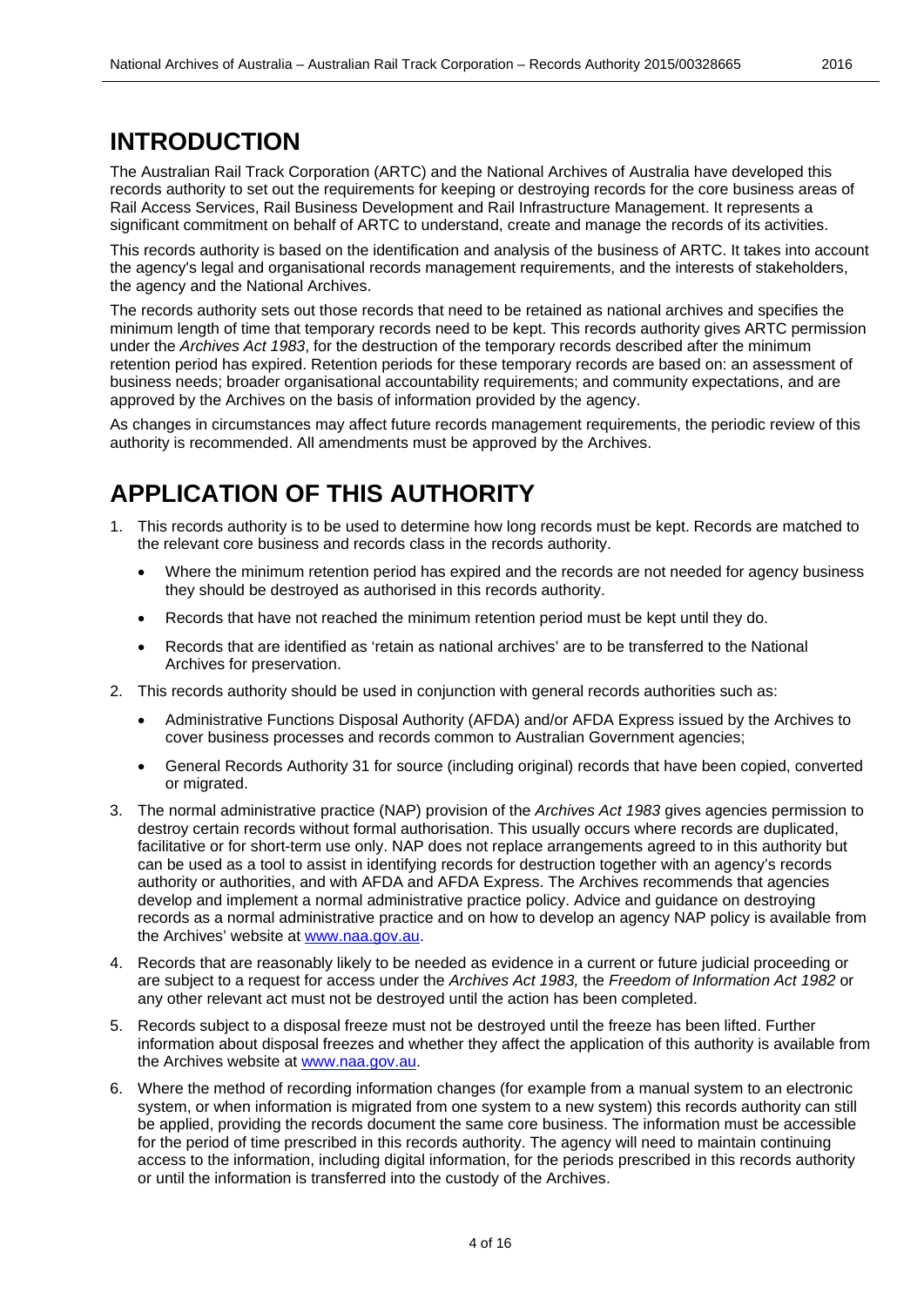# INTRODUCTION

The Australian Rail Track Corporation (ARTC) and the National Archives of Australia have developed this records authority to set out the requirements for keeping or destroying records for the core business areas of Rail Access Services, Rail Business Development and Rail Infrastructure Management. It represents a significant commitment on behalf of ARTC to understand, create and manage the records of its activities.

This records authority is based on the identification and analysis of the business of ARTC. It takes into account the agency's legal and organisational records management requirements, and the interests of stakeholders, the agency and the National Archives.

The records authority sets out those records that need to be retained as national archives and specifies the minimum length of time that temporary records need to be kept. This records authority gives ARTC permission under the *Archives Act 1983*, for the destruction of the temporary records described after the minimum retention period has expired. Retention periods for these temporary records are based on: an assessment of business needs; broader organisational accountability requirements; and community expectations, and are approved by the Archives on the basis of information provided by the agency.

As changes in circumstances may affect future records management requirements, the periodic review of this authority is recommended. All amendments must be approved by the Archives.

# APPLICATION OF THIS AUTHORITY

1. This records authority is to be used to determine how long records must be kept. Records are matched to the relevant core business and records class in the records authority.
   - Where the minimum retention period has expired and the records are not needed for agency business they should be destroyed as authorised in this records authority.
   - Records that have not reached the minimum retention period must be kept until they do.
   - Records that are identified as 'retain as national archives' are to be transferred to the National Archives for preservation.
2. This records authority should be used in conjunction with general records authorities such as:
   - Administrative Functions Disposal Authority (AFDA) and/or AFDA Express issued by the Archives to cover business processes and records common to Australian Government agencies;
   - General Records Authority 31 for source (including original) records that have been copied, converted or migrated.
3. The normal administrative practice (NAP) provision of the *Archives Act 1983* gives agencies permission to destroy certain records without formal authorisation. This usually occurs where records are duplicated, facilitative or for short-term use only. NAP does not replace arrangements agreed to in this authority but can be used as a tool to assist in identifying records for destruction together with an agency's records authority or authorities, and with AFDA and AFDA Express. The Archives recommends that agencies develop and implement a normal administrative practice policy. Advice and guidance on destroying records as a normal administrative practice and on how to develop an agency NAP policy is available from the Archives' website at www.naa.gov.au.
4. Records that are reasonably likely to be needed as evidence in a current or future judicial proceeding or are subject to a request for access under the *Archives Act 1983,* the *Freedom of Information Act 1982* or any other relevant act must not be destroyed until the action has been completed.
5. Records subject to a disposal freeze must not be destroyed until the freeze has been lifted. Further information about disposal freezes and whether they affect the application of this authority is available from the Archives website at www.naa.gov.au.
6. Where the method of recording information changes (for example from a manual system to an electronic system, or when information is migrated from one system to a new system) this records authority can still be applied, providing the records document the same core business. The information must be accessible for the period of time prescribed in this records authority. The agency will need to maintain continuing access to the information, including digital information, for the periods prescribed in this records authority or until the information is transferred into the custody of the Archives.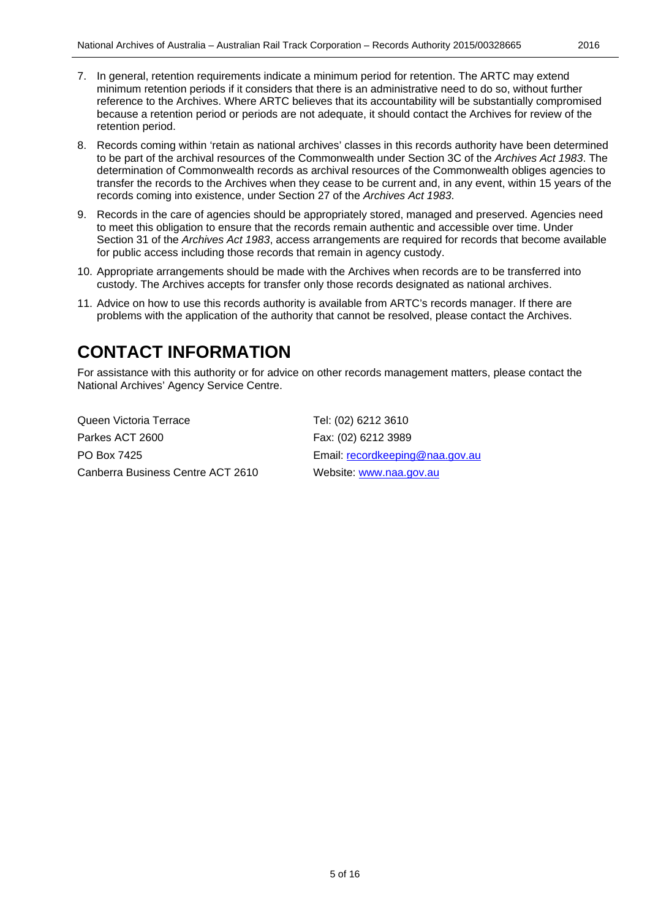7. In general, retention requirements indicate a minimum period for retention. The ARTC may extend minimum retention periods if it considers that there is an administrative need to do so, without further reference to the Archives. Where ARTC believes that its accountability will be substantially compromised because a retention period or periods are not adequate, it should contact the Archives for review of the retention period.
8. Records coming within 'retain as national archives' classes in this records authority have been determined to be part of the archival resources of the Commonwealth under Section 3C of the *Archives Act 1983*. The determination of Commonwealth records as archival resources of the Commonwealth obliges agencies to transfer the records to the Archives when they cease to be current and, in any event, within 15 years of the records coming into existence, under Section 27 of the *Archives Act 1983*.
9. Records in the care of agencies should be appropriately stored, managed and preserved. Agencies need to meet this obligation to ensure that the records remain authentic and accessible over time. Under Section 31 of the *Archives Act 1983*, access arrangements are required for records that become available for public access including those records that remain in agency custody.
10. Appropriate arrangements should be made with the Archives when records are to be transferred into custody. The Archives accepts for transfer only those records designated as national archives.
11. Advice on how to use this records authority is available from ARTC's records manager. If there are problems with the application of the authority that cannot be resolved, please contact the Archives.

# CONTACT INFORMATION

For assistance with this authority or for advice on other records management matters, please contact the National Archives' Agency Service Centre.

Queen Victoria Terrace
Parkes ACT 2600
PO Box 7425
Canberra Business Centre ACT 2610

Tel: (02) 6212 3610
Fax: (02) 6212 3989
Email: recordkeeping@naa.gov.au
Website: www.naa.gov.au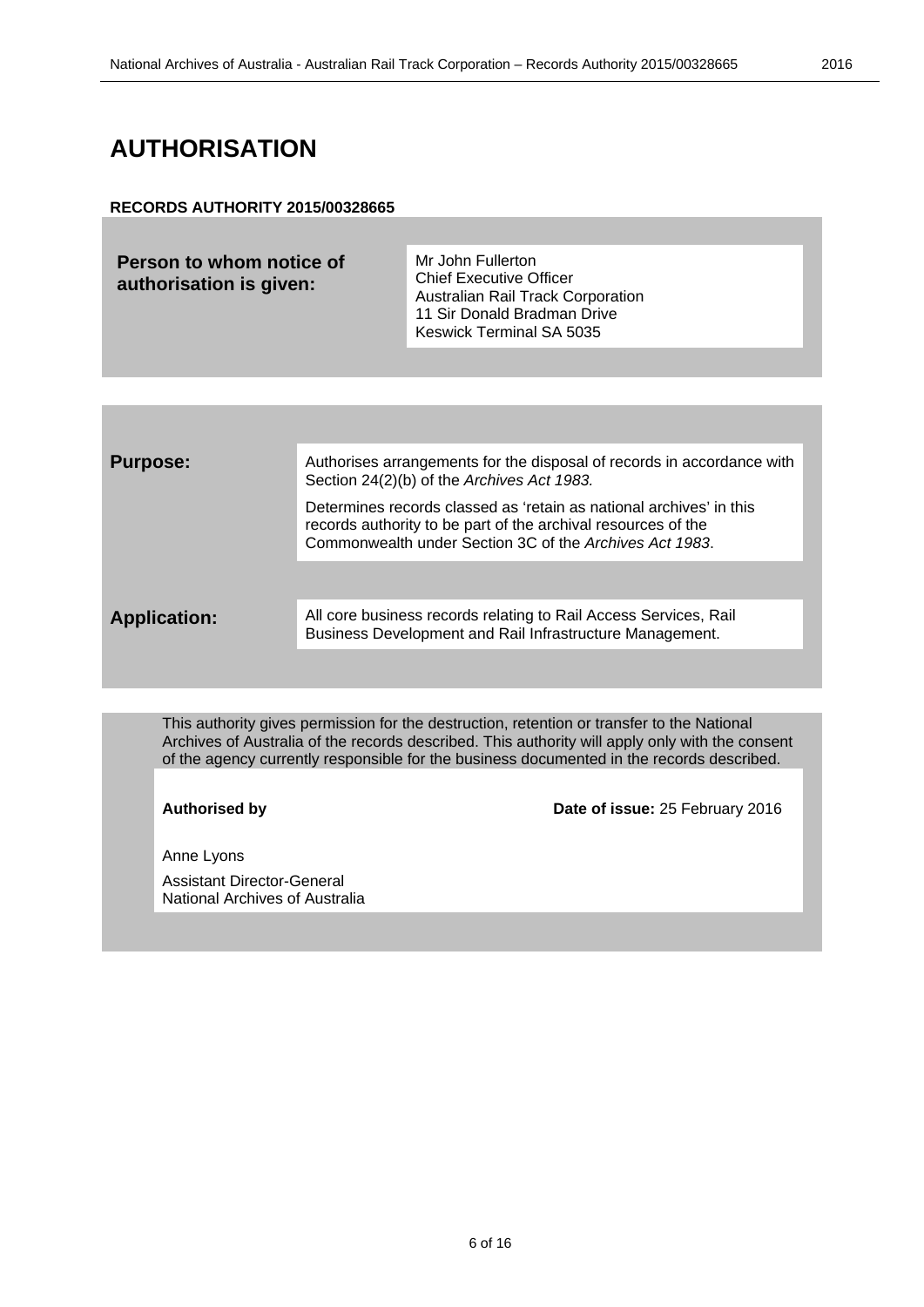# AUTHORISATION

**RECORDS AUTHORITY 2015/00328665**

| | |
|---|---|
| **Person to whom notice of authorisation is given:** | Mr John Fullerton<br>Chief Executive Officer<br>Australian Rail Track Corporation<br>11 Sir Donald Bradman Drive<br>Keswick Terminal SA 5035 |

| | |
|---|---|
| **Purpose:** | Authorises arrangements for the disposal of records in accordance with Section 24(2)(b) of the *Archives Act 1983.*<br><br>Determines records classed as 'retain as national archives' in this records authority to be part of the archival resources of the Commonwealth under Section 3C of the *Archives Act 1983*. |
| **Application:** | All core business records relating to Rail Access Services, Rail Business Development and Rail Infrastructure Management. |

This authority gives permission for the destruction, retention or transfer to the National Archives of Australia of the records described. This authority will apply only with the consent of the agency currently responsible for the business documented in the records described.

**Authorised by**

**Date of issue:** 25 February 2016

Anne Lyons

Assistant Director-General
National Archives of Australia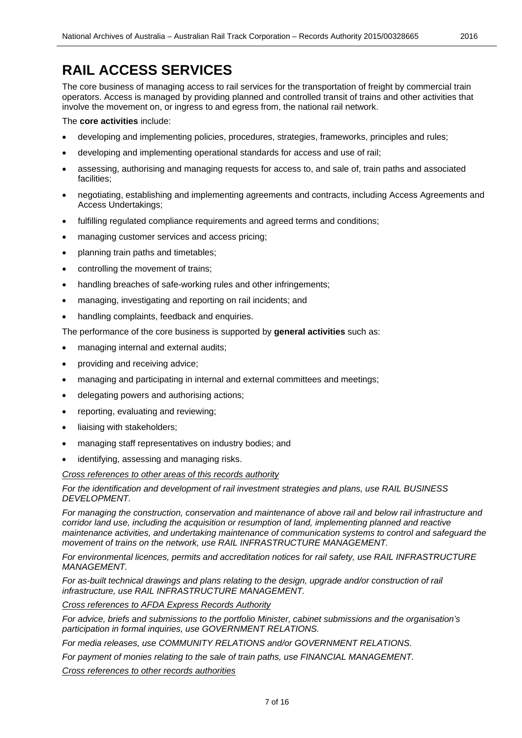# RAIL ACCESS SERVICES

The core business of managing access to rail services for the transportation of freight by commercial train operators. Access is managed by providing planned and controlled transit of trains and other activities that involve the movement on, or ingress to and egress from, the national rail network.

The **core activities** include:

- developing and implementing policies, procedures, strategies, frameworks, principles and rules;
- developing and implementing operational standards for access and use of rail;
- assessing, authorising and managing requests for access to, and sale of, train paths and associated facilities;
- negotiating, establishing and implementing agreements and contracts, including Access Agreements and Access Undertakings;
- fulfilling regulated compliance requirements and agreed terms and conditions;
- managing customer services and access pricing;
- planning train paths and timetables;
- controlling the movement of trains;
- handling breaches of safe-working rules and other infringements;
- managing, investigating and reporting on rail incidents; and
- handling complaints, feedback and enquiries.

The performance of the core business is supported by **general activities** such as:

- managing internal and external audits;
- providing and receiving advice;
- managing and participating in internal and external committees and meetings;
- delegating powers and authorising actions;
- reporting, evaluating and reviewing;
- liaising with stakeholders;
- managing staff representatives on industry bodies; and
- identifying, assessing and managing risks.

*Cross references to other areas of this records authority*

*For the identification and development of rail investment strategies and plans, use RAIL BUSINESS DEVELOPMENT.*

*For managing the construction, conservation and maintenance of above rail and below rail infrastructure and corridor land use, including the acquisition or resumption of land, implementing planned and reactive maintenance activities, and undertaking maintenance of communication systems to control and safeguard the movement of trains on the network, use RAIL INFRASTRUCTURE MANAGEMENT.*

*For environmental licences, permits and accreditation notices for rail safety, use RAIL INFRASTRUCTURE MANAGEMENT.*

*For as-built technical drawings and plans relating to the design, upgrade and/or construction of rail infrastructure, use RAIL INFRASTRUCTURE MANAGEMENT.*

*Cross references to AFDA Express Records Authority*

*For advice, briefs and submissions to the portfolio Minister, cabinet submissions and the organisation's participation in formal inquiries, use GOVERNMENT RELATIONS.*

*For media releases, use COMMUNITY RELATIONS and/or GOVERNMENT RELATIONS.*

*For payment of monies relating to the sale of train paths, use FINANCIAL MANAGEMENT.*

*Cross references to other records authorities*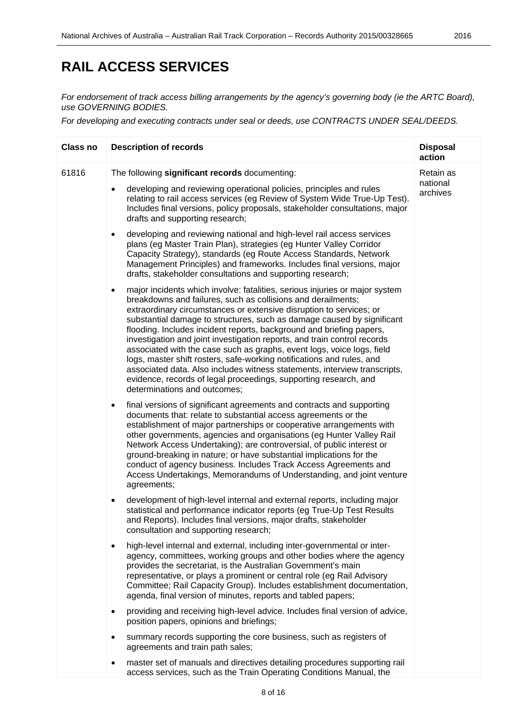# RAIL ACCESS SERVICES

*For endorsement of track access billing arrangements by the agency's governing body (ie the ARTC Board), use GOVERNING BODIES.*

*For developing and executing contracts under seal or deeds, use CONTRACTS UNDER SEAL/DEEDS.*

| Class no | Description of records | Disposal action |
|---|---|---|
| 61816 | The following **significant records** documenting:<br>• developing and reviewing operational policies, principles and rules relating to rail access services (eg Review of System Wide True-Up Test). Includes final versions, policy proposals, stakeholder consultations, major drafts and supporting research;<br>• developing and reviewing national and high-level rail access services plans (eg Master Train Plan), strategies (eg Hunter Valley Corridor Capacity Strategy), standards (eg Route Access Standards, Network Management Principles) and frameworks. Includes final versions, major drafts, stakeholder consultations and supporting research;<br>• major incidents which involve: fatalities, serious injuries or major system breakdowns and failures, such as collisions and derailments; extraordinary circumstances or extensive disruption to services; or substantial damage to structures, such as damage caused by significant flooding. Includes incident reports, background and briefing papers, investigation and joint investigation reports, and train control records associated with the case such as graphs, event logs, voice logs, field logs, master shift rosters, safe-working notifications and rules, and associated data. Also includes witness statements, interview transcripts, evidence, records of legal proceedings, supporting research, and determinations and outcomes;<br>• final versions of significant agreements and contracts and supporting documents that: relate to substantial access agreements or the establishment of major partnerships or cooperative arrangements with other governments, agencies and organisations (eg Hunter Valley Rail Network Access Undertaking); are controversial, of public interest or ground-breaking in nature; or have substantial implications for the conduct of agency business. Includes Track Access Agreements and Access Undertakings, Memorandums of Understanding, and joint venture agreements;<br>• development of high-level internal and external reports, including major statistical and performance indicator reports (eg True-Up Test Results and Reports). Includes final versions, major drafts, stakeholder consultation and supporting research;<br>• high-level internal and external, including inter-governmental or inter-agency, committees, working groups and other bodies where the agency provides the secretariat, is the Australian Government's main representative, or plays a prominent or central role (eg Rail Advisory Committee; Rail Capacity Group). Includes establishment documentation, agenda, final version of minutes, reports and tabled papers;<br>• providing and receiving high-level advice. Includes final version of advice, position papers, opinions and briefings;<br>• summary records supporting the core business, such as registers of agreements and train path sales;<br>• master set of manuals and directives detailing procedures supporting rail access services, such as the Train Operating Conditions Manual, the | Retain as national archives |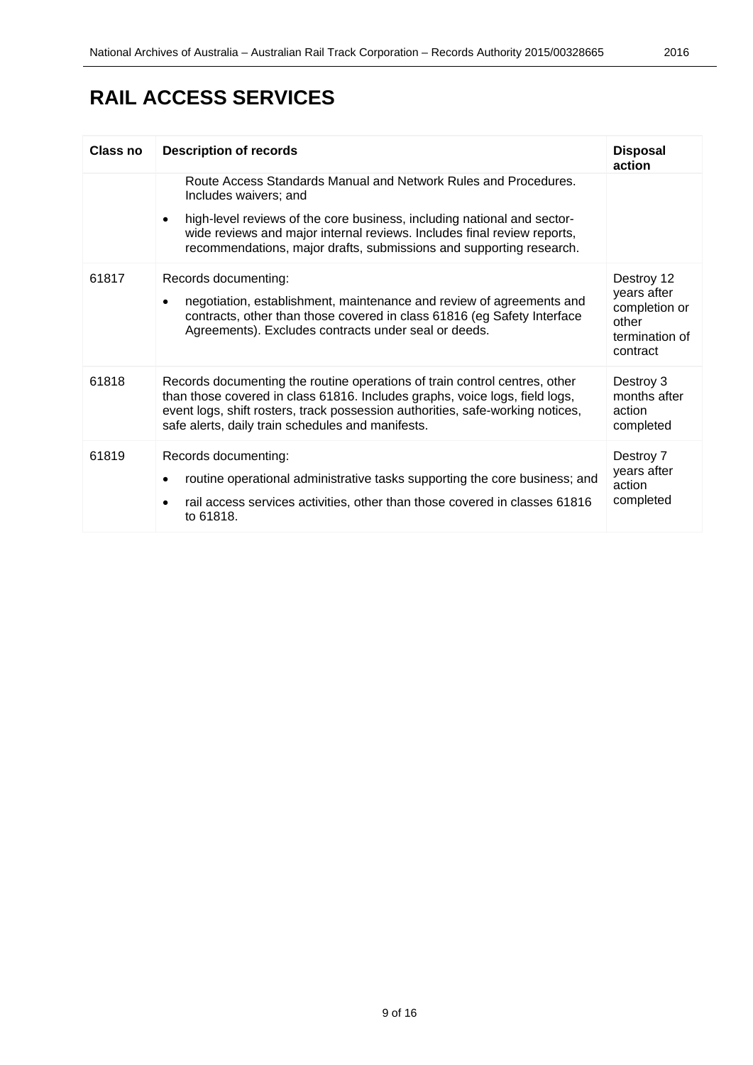# RAIL ACCESS SERVICES

| Class no | Description of records | Disposal action |
|---|---|---|
| | Route Access Standards Manual and Network Rules and Procedures. Includes waivers; and<br>• high-level reviews of the core business, including national and sector-wide reviews and major internal reviews. Includes final review reports, recommendations, major drafts, submissions and supporting research. | |
| 61817 | Records documenting:<br>• negotiation, establishment, maintenance and review of agreements and contracts, other than those covered in class 61816 (eg Safety Interface Agreements). Excludes contracts under seal or deeds. | Destroy 12 years after completion or other termination of contract |
| 61818 | Records documenting the routine operations of train control centres, other than those covered in class 61816. Includes graphs, voice logs, field logs, event logs, shift rosters, track possession authorities, safe-working notices, safe alerts, daily train schedules and manifests. | Destroy 3 months after action completed |
| 61819 | Records documenting:<br>• routine operational administrative tasks supporting the core business; and<br>• rail access services activities, other than those covered in classes 61816 to 61818. | Destroy 7 years after action completed |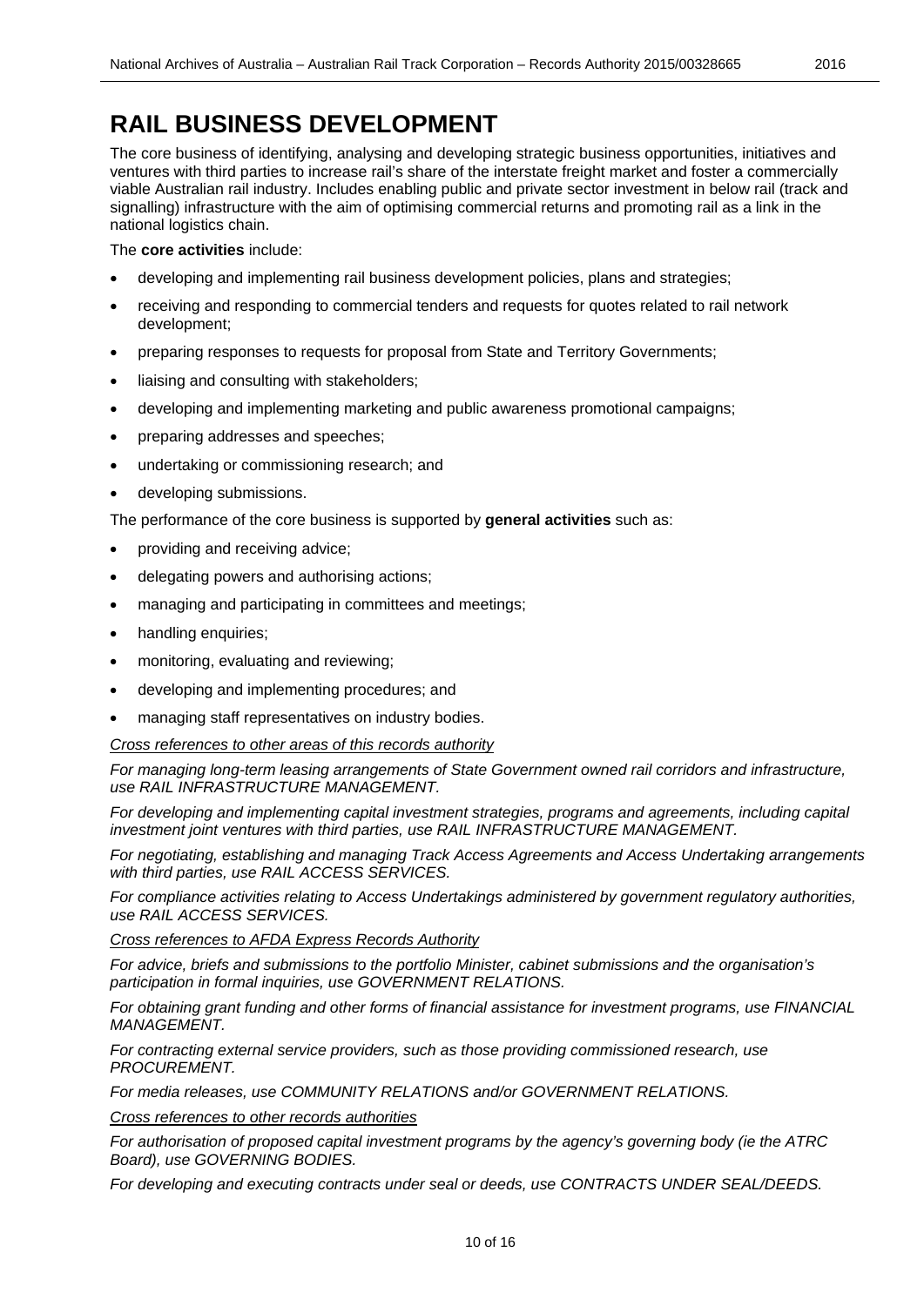# RAIL BUSINESS DEVELOPMENT

The core business of identifying, analysing and developing strategic business opportunities, initiatives and ventures with third parties to increase rail's share of the interstate freight market and foster a commercially viable Australian rail industry. Includes enabling public and private sector investment in below rail (track and signalling) infrastructure with the aim of optimising commercial returns and promoting rail as a link in the national logistics chain.

The **core activities** include:

- developing and implementing rail business development policies, plans and strategies;
- receiving and responding to commercial tenders and requests for quotes related to rail network development;
- preparing responses to requests for proposal from State and Territory Governments;
- liaising and consulting with stakeholders;
- developing and implementing marketing and public awareness promotional campaigns;
- preparing addresses and speeches;
- undertaking or commissioning research; and
- developing submissions.

The performance of the core business is supported by **general activities** such as:

- providing and receiving advice;
- delegating powers and authorising actions;
- managing and participating in committees and meetings;
- handling enquiries;
- monitoring, evaluating and reviewing;
- developing and implementing procedures; and
- managing staff representatives on industry bodies.

*Cross references to other areas of this records authority*

*For managing long-term leasing arrangements of State Government owned rail corridors and infrastructure, use RAIL INFRASTRUCTURE MANAGEMENT.*

*For developing and implementing capital investment strategies, programs and agreements, including capital investment joint ventures with third parties, use RAIL INFRASTRUCTURE MANAGEMENT.*

*For negotiating, establishing and managing Track Access Agreements and Access Undertaking arrangements with third parties, use RAIL ACCESS SERVICES.*

*For compliance activities relating to Access Undertakings administered by government regulatory authorities, use RAIL ACCESS SERVICES.*

*Cross references to AFDA Express Records Authority*

*For advice, briefs and submissions to the portfolio Minister, cabinet submissions and the organisation's participation in formal inquiries, use GOVERNMENT RELATIONS.*

*For obtaining grant funding and other forms of financial assistance for investment programs, use FINANCIAL MANAGEMENT.*

*For contracting external service providers, such as those providing commissioned research, use PROCUREMENT.*

*For media releases, use COMMUNITY RELATIONS and/or GOVERNMENT RELATIONS.*

*Cross references to other records authorities*

*For authorisation of proposed capital investment programs by the agency's governing body (ie the ATRC Board), use GOVERNING BODIES.*

*For developing and executing contracts under seal or deeds, use CONTRACTS UNDER SEAL/DEEDS.*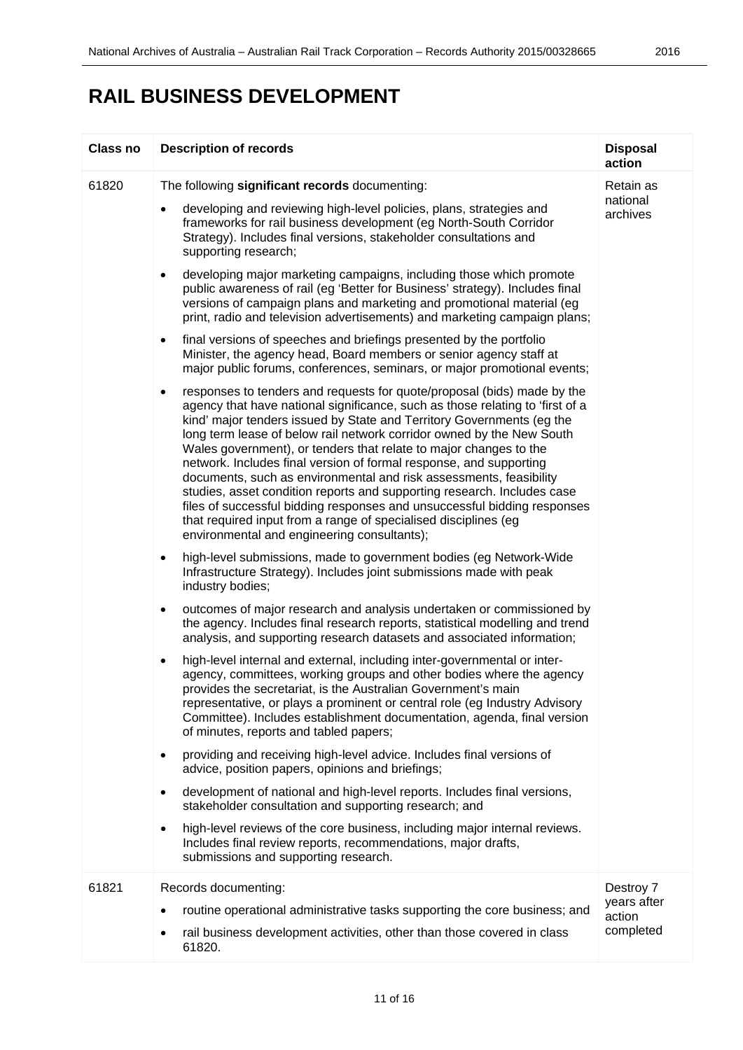# RAIL BUSINESS DEVELOPMENT

| Class no | Description of records | Disposal action |
|---|---|---|
| 61820 | The following **significant records** documenting:<br>• developing and reviewing high-level policies, plans, strategies and frameworks for rail business development (eg North-South Corridor Strategy). Includes final versions, stakeholder consultations and supporting research;<br>• developing major marketing campaigns, including those which promote public awareness of rail (eg 'Better for Business' strategy). Includes final versions of campaign plans and marketing and promotional material (eg print, radio and television advertisements) and marketing campaign plans;<br>• final versions of speeches and briefings presented by the portfolio Minister, the agency head, Board members or senior agency staff at major public forums, conferences, seminars, or major promotional events;<br>• responses to tenders and requests for quote/proposal (bids) made by the agency that have national significance, such as those relating to 'first of a kind' major tenders issued by State and Territory Governments (eg the long term lease of below rail network corridor owned by the New South Wales government), or tenders that relate to major changes to the network. Includes final version of formal response, and supporting documents, such as environmental and risk assessments, feasibility studies, asset condition reports and supporting research. Includes case files of successful bidding responses and unsuccessful bidding responses that required input from a range of specialised disciplines (eg environmental and engineering consultants);<br>• high-level submissions, made to government bodies (eg Network-Wide Infrastructure Strategy). Includes joint submissions made with peak industry bodies;<br>• outcomes of major research and analysis undertaken or commissioned by the agency. Includes final research reports, statistical modelling and trend analysis, and supporting research datasets and associated information;<br>• high-level internal and external, including inter-governmental or inter-agency, committees, working groups and other bodies where the agency provides the secretariat, is the Australian Government's main representative, or plays a prominent or central role (eg Industry Advisory Committee). Includes establishment documentation, agenda, final version of minutes, reports and tabled papers;<br>• providing and receiving high-level advice. Includes final versions of advice, position papers, opinions and briefings;<br>• development of national and high-level reports. Includes final versions, stakeholder consultation and supporting research; and<br>• high-level reviews of the core business, including major internal reviews. Includes final review reports, recommendations, major drafts, submissions and supporting research. | Retain as national archives |
| 61821 | Records documenting:<br>• routine operational administrative tasks supporting the core business; and<br>• rail business development activities, other than those covered in class 61820. | Destroy 7 years after action completed |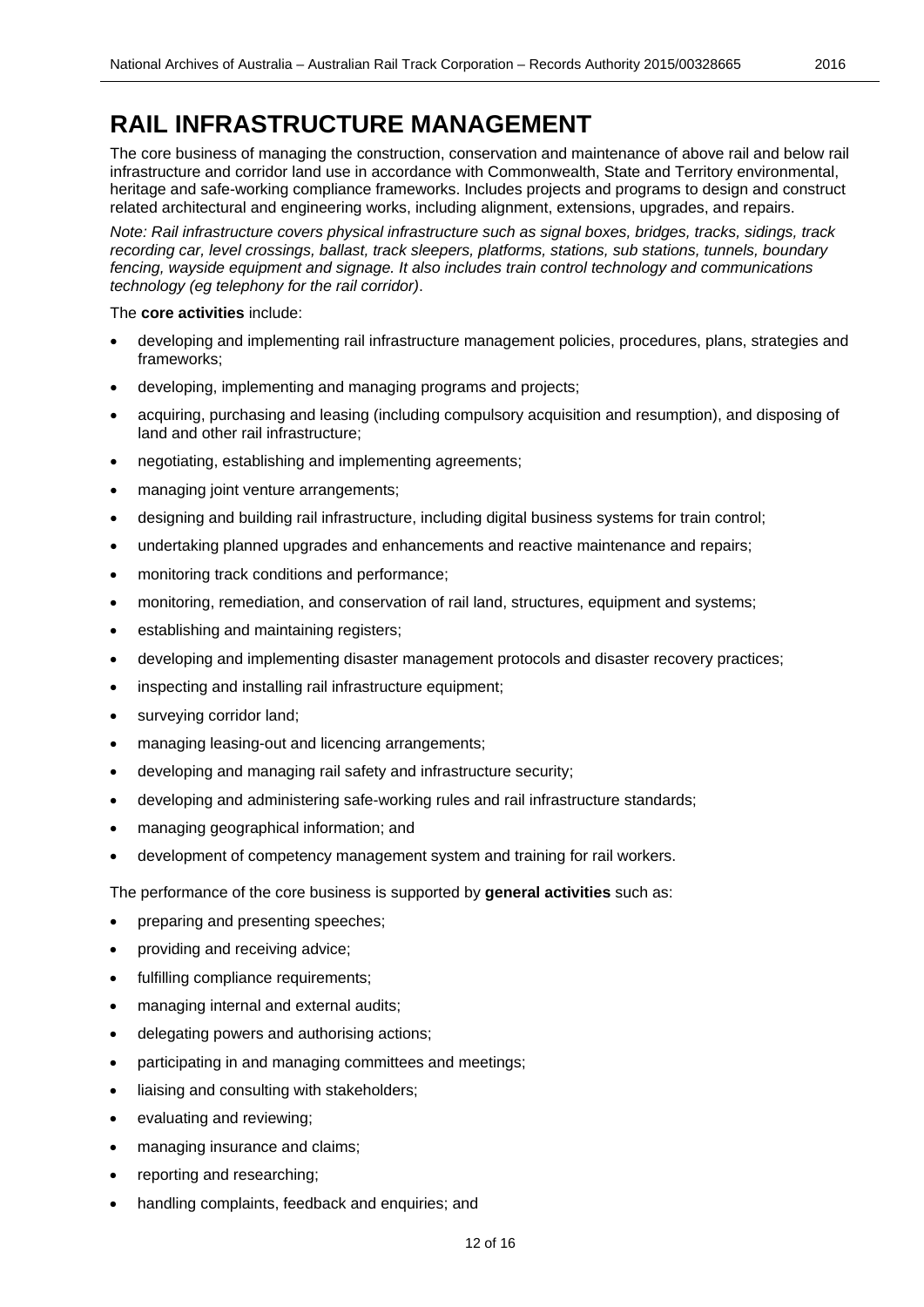# RAIL INFRASTRUCTURE MANAGEMENT

The core business of managing the construction, conservation and maintenance of above rail and below rail infrastructure and corridor land use in accordance with Commonwealth, State and Territory environmental, heritage and safe-working compliance frameworks. Includes projects and programs to design and construct related architectural and engineering works, including alignment, extensions, upgrades, and repairs.

*Note: Rail infrastructure covers physical infrastructure such as signal boxes, bridges, tracks, sidings, track recording car, level crossings, ballast, track sleepers, platforms, stations, sub stations, tunnels, boundary fencing, wayside equipment and signage. It also includes train control technology and communications technology (eg telephony for the rail corridor).*

The **core activities** include:

- developing and implementing rail infrastructure management policies, procedures, plans, strategies and frameworks;
- developing, implementing and managing programs and projects;
- acquiring, purchasing and leasing (including compulsory acquisition and resumption), and disposing of land and other rail infrastructure;
- negotiating, establishing and implementing agreements;
- managing joint venture arrangements;
- designing and building rail infrastructure, including digital business systems for train control;
- undertaking planned upgrades and enhancements and reactive maintenance and repairs;
- monitoring track conditions and performance;
- monitoring, remediation, and conservation of rail land, structures, equipment and systems;
- establishing and maintaining registers;
- developing and implementing disaster management protocols and disaster recovery practices;
- inspecting and installing rail infrastructure equipment;
- surveying corridor land;
- managing leasing-out and licencing arrangements;
- developing and managing rail safety and infrastructure security;
- developing and administering safe-working rules and rail infrastructure standards;
- managing geographical information; and
- development of competency management system and training for rail workers.

The performance of the core business is supported by **general activities** such as:

- preparing and presenting speeches;
- providing and receiving advice;
- fulfilling compliance requirements;
- managing internal and external audits;
- delegating powers and authorising actions;
- participating in and managing committees and meetings;
- liaising and consulting with stakeholders;
- evaluating and reviewing;
- managing insurance and claims;
- reporting and researching;
- handling complaints, feedback and enquiries; and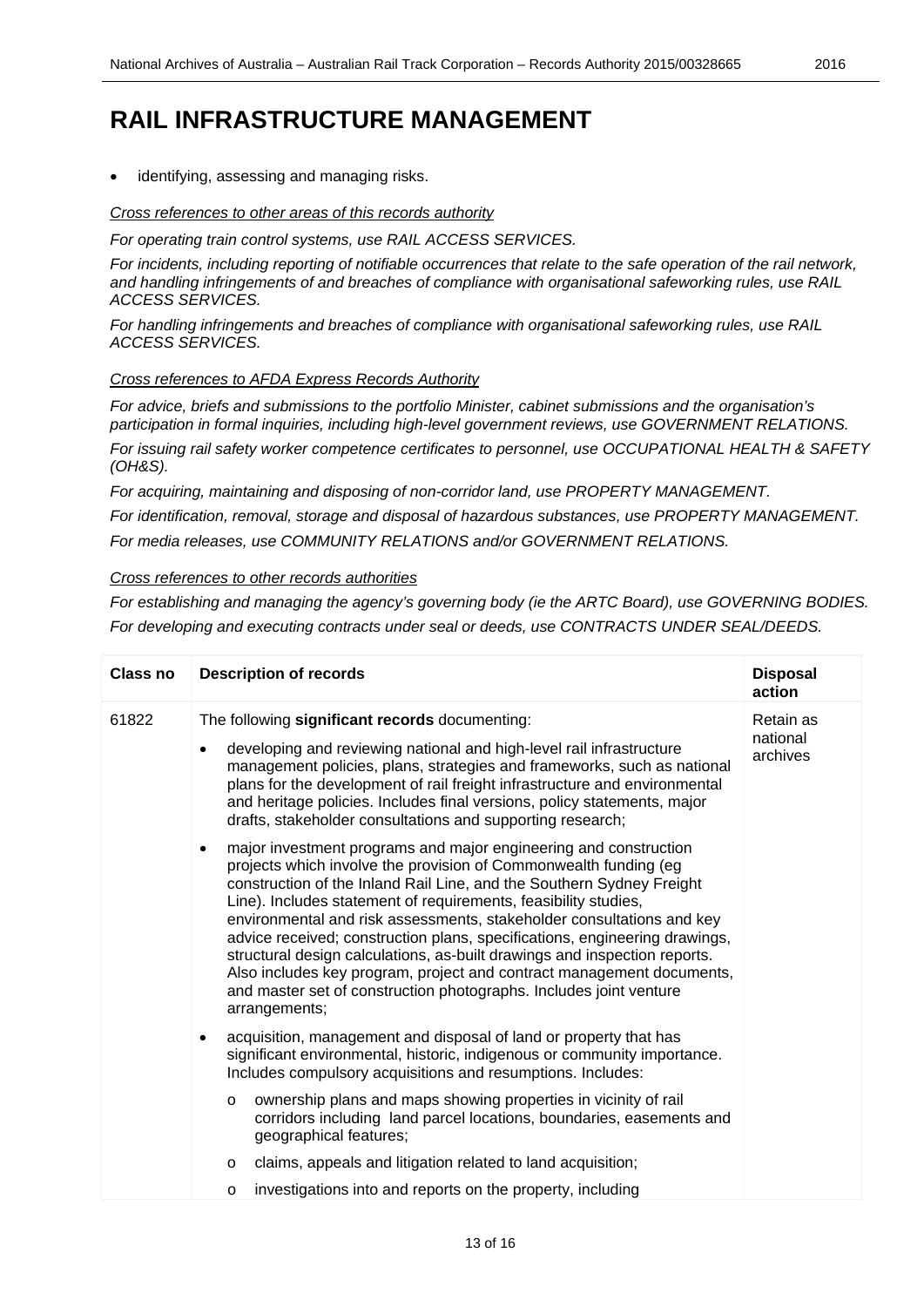# RAIL INFRASTRUCTURE MANAGEMENT

- identifying, assessing and managing risks.

*Cross references to other areas of this records authority*

*For operating train control systems, use RAIL ACCESS SERVICES.*

*For incidents, including reporting of notifiable occurrences that relate to the safe operation of the rail network, and handling infringements of and breaches of compliance with organisational safeworking rules, use RAIL ACCESS SERVICES.*

*For handling infringements and breaches of compliance with organisational safeworking rules, use RAIL ACCESS SERVICES.*

*Cross references to AFDA Express Records Authority*

*For advice, briefs and submissions to the portfolio Minister, cabinet submissions and the organisation's participation in formal inquiries, including high-level government reviews, use GOVERNMENT RELATIONS.*

*For issuing rail safety worker competence certificates to personnel, use OCCUPATIONAL HEALTH & SAFETY (OH&S).*

*For acquiring, maintaining and disposing of non-corridor land, use PROPERTY MANAGEMENT.*

*For identification, removal, storage and disposal of hazardous substances, use PROPERTY MANAGEMENT.*

*For media releases, use COMMUNITY RELATIONS and/or GOVERNMENT RELATIONS.*

*Cross references to other records authorities*

*For establishing and managing the agency's governing body (ie the ARTC Board), use GOVERNING BODIES.*

*For developing and executing contracts under seal or deeds, use CONTRACTS UNDER SEAL/DEEDS.*

| Class no | Description of records | Disposal action |
|---|---|---|
| 61822 | The following **significant records** documenting:<br>• developing and reviewing national and high-level rail infrastructure management policies, plans, strategies and frameworks, such as national plans for the development of rail freight infrastructure and environmental and heritage policies. Includes final versions, policy statements, major drafts, stakeholder consultations and supporting research;<br>• major investment programs and major engineering and construction projects which involve the provision of Commonwealth funding (eg construction of the Inland Rail Line, and the Southern Sydney Freight Line). Includes statement of requirements, feasibility studies, environmental and risk assessments, stakeholder consultations and key advice received; construction plans, specifications, engineering drawings, structural design calculations, as-built drawings and inspection reports. Also includes key program, project and contract management documents, and master set of construction photographs. Includes joint venture arrangements;<br>• acquisition, management and disposal of land or property that has significant environmental, historic, indigenous or community importance. Includes compulsory acquisitions and resumptions. Includes:<br>  o ownership plans and maps showing properties in vicinity of rail corridors including land parcel locations, boundaries, easements and geographical features;<br>  o claims, appeals and litigation related to land acquisition;<br>  o investigations into and reports on the property, including | Retain as national archives |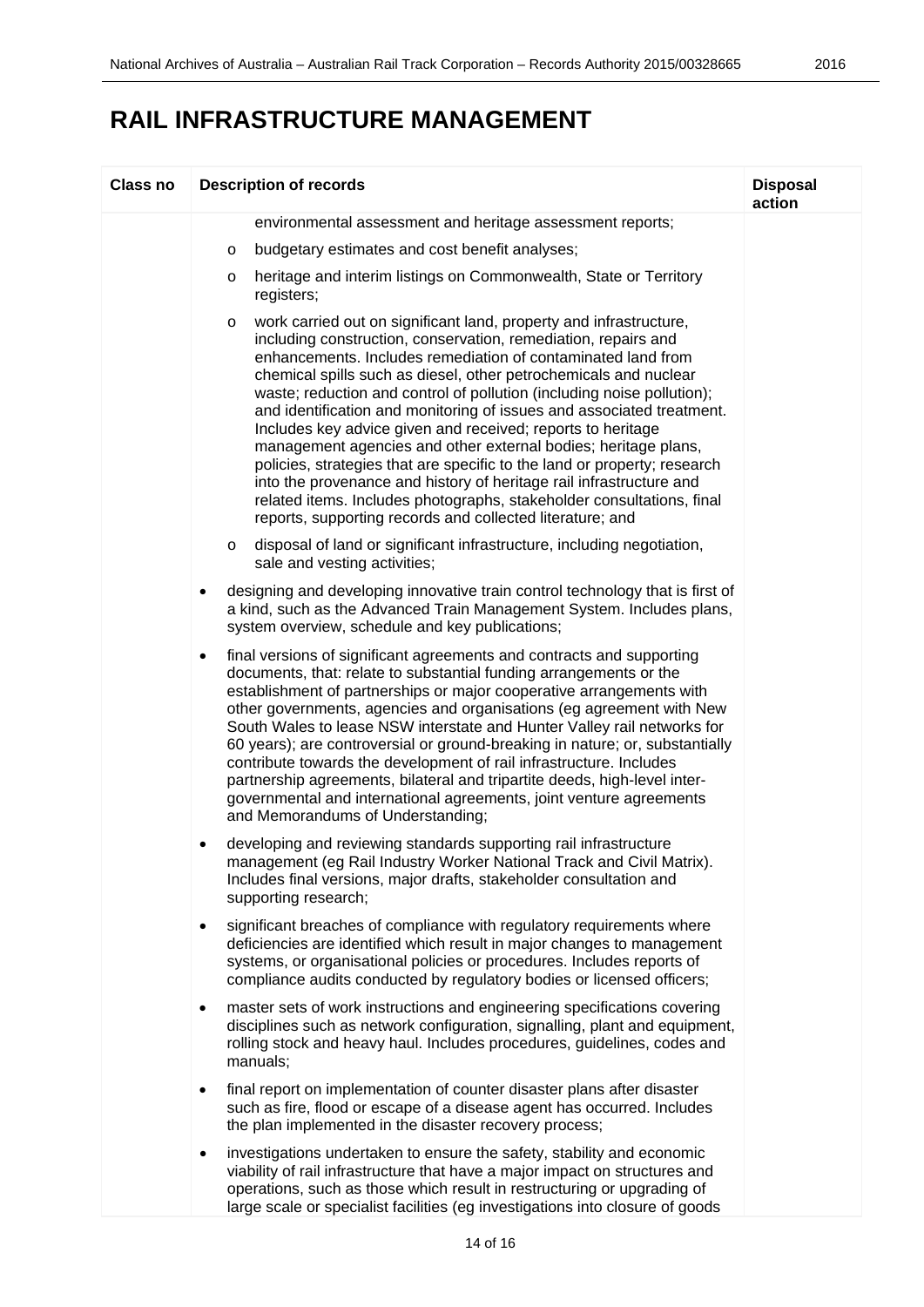# RAIL INFRASTRUCTURE MANAGEMENT

| Class no | Description of records | Disposal action |
|---|---|---|
| | environmental assessment and heritage assessment reports;<br><br>o budgetary estimates and cost benefit analyses;<br><br>o heritage and interim listings on Commonwealth, State or Territory registers;<br><br>o work carried out on significant land, property and infrastructure, including construction, conservation, remediation, repairs and enhancements. Includes remediation of contaminated land from chemical spills such as diesel, other petrochemicals and nuclear waste; reduction and control of pollution (including noise pollution); and identification and monitoring of issues and associated treatment. Includes key advice given and received; reports to heritage management agencies and other external bodies; heritage plans, policies, strategies that are specific to the land or property; research into the provenance and history of heritage rail infrastructure and related items. Includes photographs, stakeholder consultations, final reports, supporting records and collected literature; and<br><br>o disposal of land or significant infrastructure, including negotiation, sale and vesting activities;<br><br>• designing and developing innovative train control technology that is first of a kind, such as the Advanced Train Management System. Includes plans, system overview, schedule and key publications;<br><br>• final versions of significant agreements and contracts and supporting documents, that: relate to substantial funding arrangements or the establishment of partnerships or major cooperative arrangements with other governments, agencies and organisations (eg agreement with New South Wales to lease NSW interstate and Hunter Valley rail networks for 60 years); are controversial or ground-breaking in nature; or, substantially contribute towards the development of rail infrastructure. Includes partnership agreements, bilateral and tripartite deeds, high-level inter-governmental and international agreements, joint venture agreements and Memorandums of Understanding;<br><br>• developing and reviewing standards supporting rail infrastructure management (eg Rail Industry Worker National Track and Civil Matrix). Includes final versions, major drafts, stakeholder consultation and supporting research;<br><br>• significant breaches of compliance with regulatory requirements where deficiencies are identified which result in major changes to management systems, or organisational policies or procedures. Includes reports of compliance audits conducted by regulatory bodies or licensed officers;<br><br>• master sets of work instructions and engineering specifications covering disciplines such as network configuration, signalling, plant and equipment, rolling stock and heavy haul. Includes procedures, guidelines, codes and manuals;<br><br>• final report on implementation of counter disaster plans after disaster such as fire, flood or escape of a disease agent has occurred. Includes the plan implemented in the disaster recovery process;<br><br>• investigations undertaken to ensure the safety, stability and economic viability of rail infrastructure that have a major impact on structures and operations, such as those which result in restructuring or upgrading of large scale or specialist facilities (eg investigations into closure of goods | |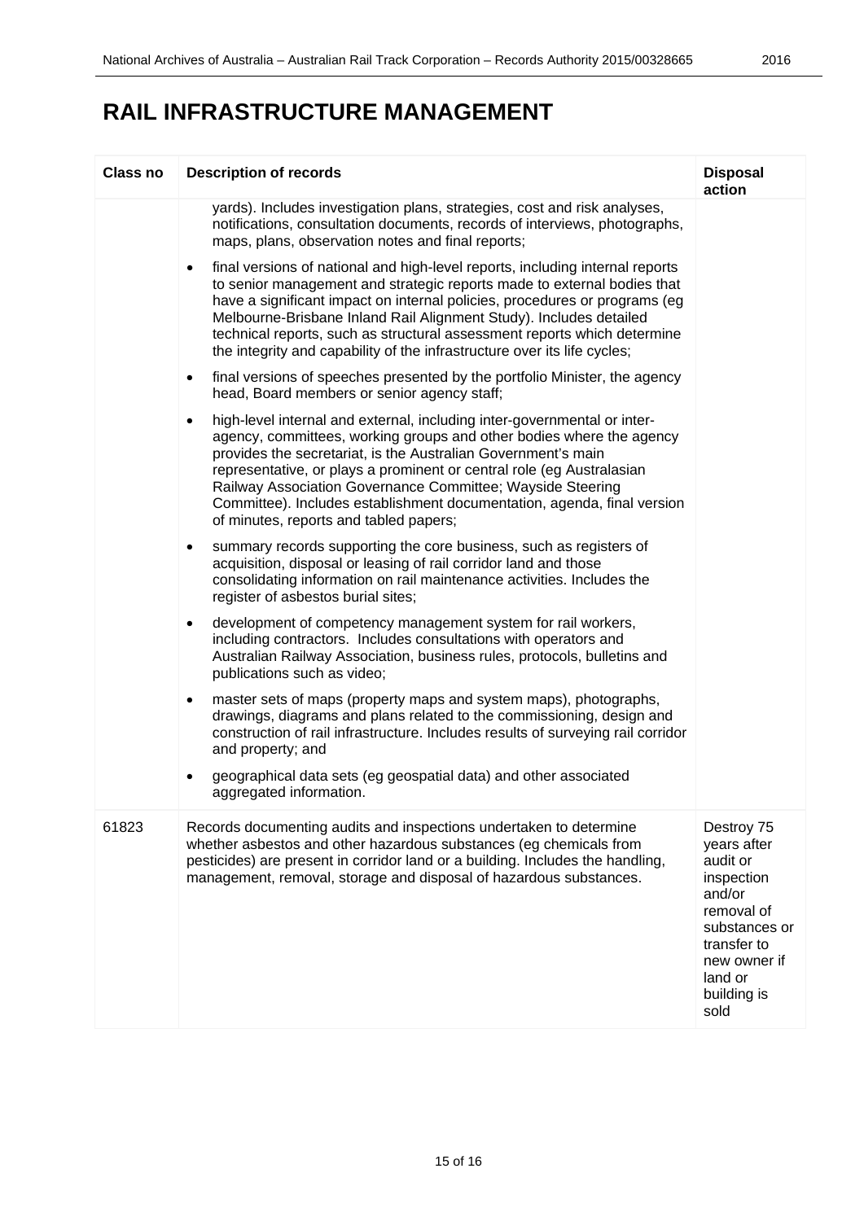# RAIL INFRASTRUCTURE MANAGEMENT

| Class no | Description of records | Disposal action |
|---|---|---|
| | yards). Includes investigation plans, strategies, cost and risk analyses, notifications, consultation documents, records of interviews, photographs, maps, plans, observation notes and final reports;<br><br>• final versions of national and high-level reports, including internal reports to senior management and strategic reports made to external bodies that have a significant impact on internal policies, procedures or programs (eg Melbourne-Brisbane Inland Rail Alignment Study). Includes detailed technical reports, such as structural assessment reports which determine the integrity and capability of the infrastructure over its life cycles;<br><br>• final versions of speeches presented by the portfolio Minister, the agency head, Board members or senior agency staff;<br><br>• high-level internal and external, including inter-governmental or inter-agency, committees, working groups and other bodies where the agency provides the secretariat, is the Australian Government's main representative, or plays a prominent or central role (eg Australasian Railway Association Governance Committee; Wayside Steering Committee). Includes establishment documentation, agenda, final version of minutes, reports and tabled papers;<br><br>• summary records supporting the core business, such as registers of acquisition, disposal or leasing of rail corridor land and those consolidating information on rail maintenance activities. Includes the register of asbestos burial sites;<br><br>• development of competency management system for rail workers, including contractors. Includes consultations with operators and Australian Railway Association, business rules, protocols, bulletins and publications such as video;<br><br>• master sets of maps (property maps and system maps), photographs, drawings, diagrams and plans related to the commissioning, design and construction of rail infrastructure. Includes results of surveying rail corridor and property; and<br><br>• geographical data sets (eg geospatial data) and other associated aggregated information. | |
| 61823 | Records documenting audits and inspections undertaken to determine whether asbestos and other hazardous substances (eg chemicals from pesticides) are present in corridor land or a building. Includes the handling, management, removal, storage and disposal of hazardous substances. | Destroy 75 years after audit or inspection and/or removal of substances or transfer to new owner if land or building is sold |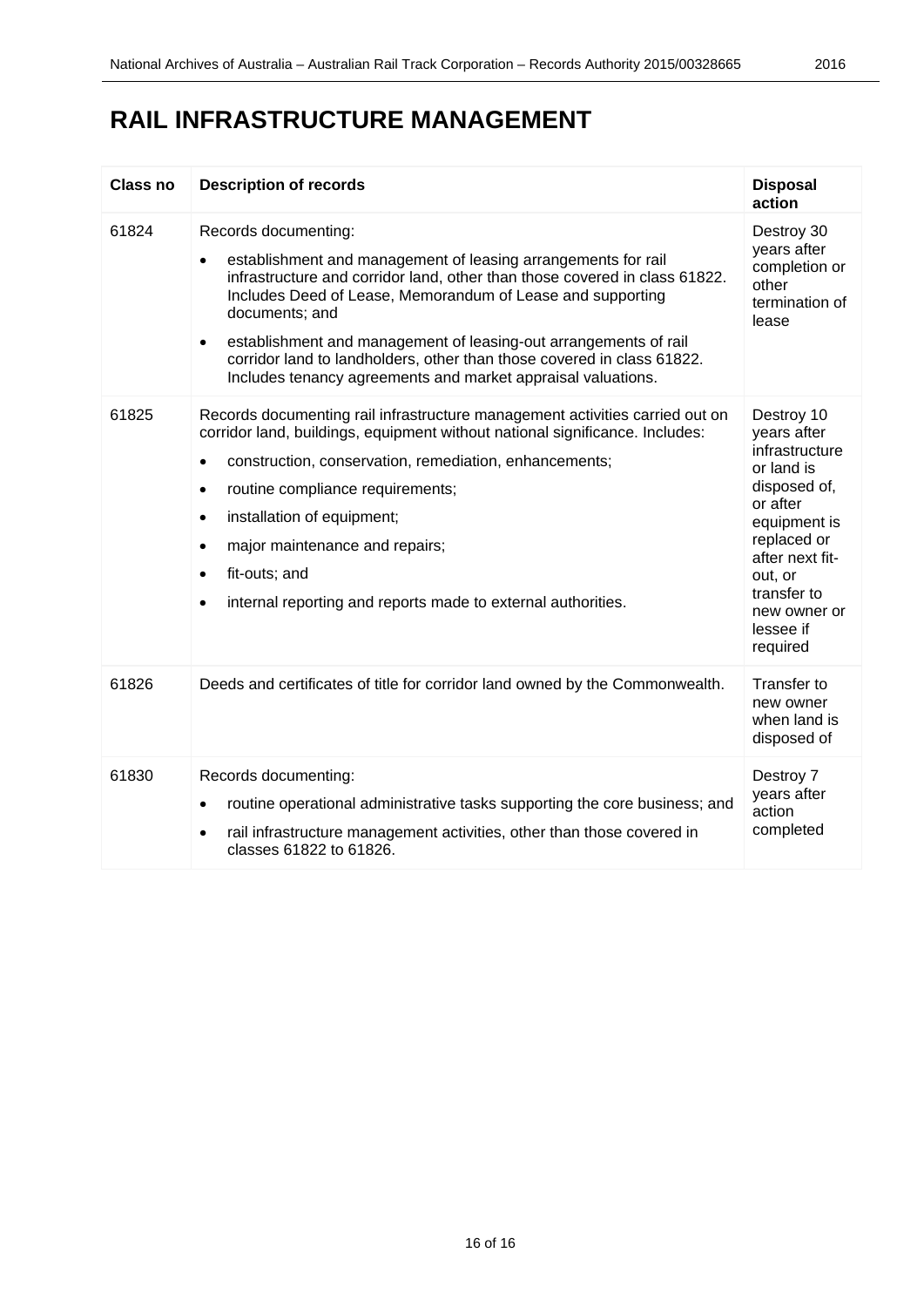# RAIL INFRASTRUCTURE MANAGEMENT

| Class no | Description of records | Disposal action |
|---|---|---|
| 61824 | Records documenting:<br>• establishment and management of leasing arrangements for rail infrastructure and corridor land, other than those covered in class 61822. Includes Deed of Lease, Memorandum of Lease and supporting documents; and<br>• establishment and management of leasing-out arrangements of rail corridor land to landholders, other than those covered in class 61822. Includes tenancy agreements and market appraisal valuations. | Destroy 30 years after completion or other termination of lease |
| 61825 | Records documenting rail infrastructure management activities carried out on corridor land, buildings, equipment without national significance. Includes:<br>• construction, conservation, remediation, enhancements;<br>• routine compliance requirements;<br>• installation of equipment;<br>• major maintenance and repairs;<br>• fit-outs; and<br>• internal reporting and reports made to external authorities. | Destroy 10 years after infrastructure or land is disposed of, or after equipment is replaced or after next fit-out, or transfer to new owner or lessee if required |
| 61826 | Deeds and certificates of title for corridor land owned by the Commonwealth. | Transfer to new owner when land is disposed of |
| 61830 | Records documenting:<br>• routine operational administrative tasks supporting the core business; and<br>• rail infrastructure management activities, other than those covered in classes 61822 to 61826. | Destroy 7 years after action completed |